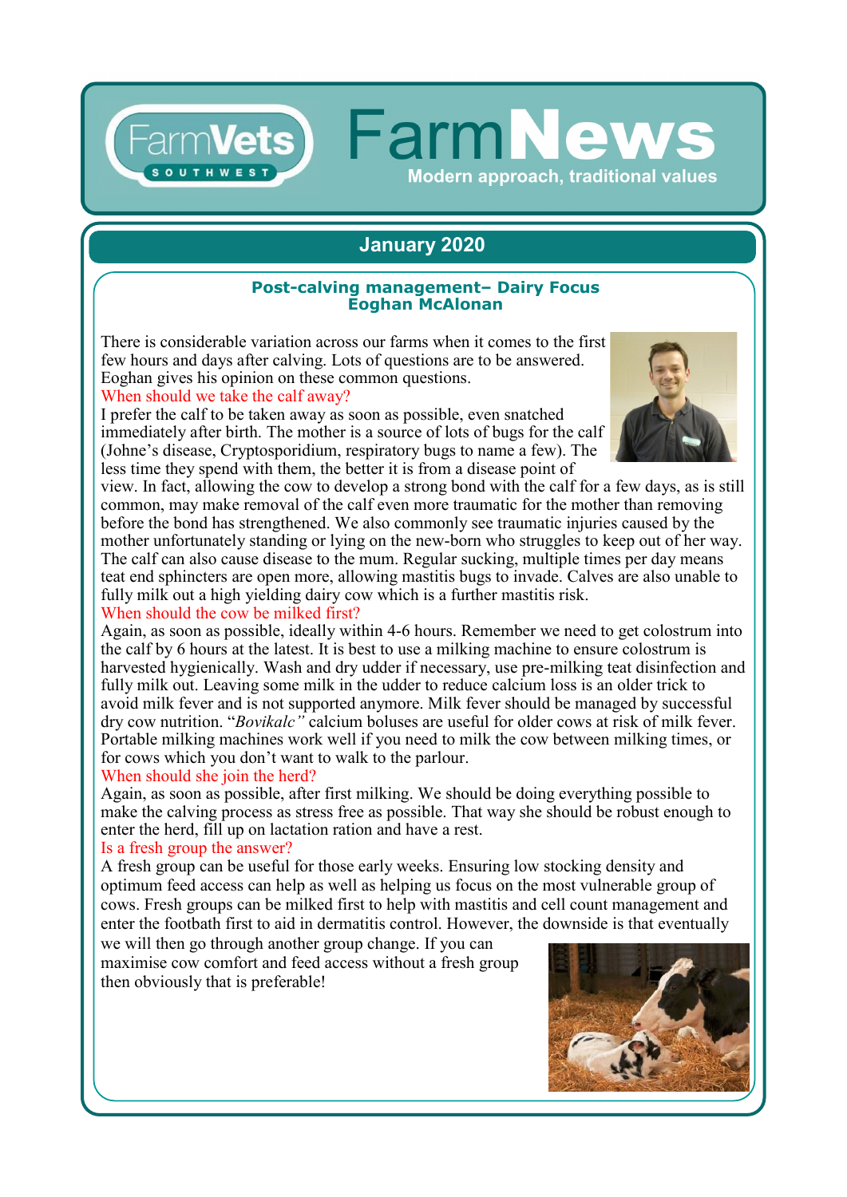# FarmVets SOUTHWEST FarmNews

Modern approach, traditional values

## January 2020

### Post-calving management– Dairy Focus
### Eoghan McAlonan

There is considerable variation across our farms when it comes to the first few hours and days after calving. Lots of questions are to be answered. Eoghan gives his opinion on these common questions.

**When should we take the calf away?**

I prefer the calf to be taken away as soon as possible, even snatched immediately after birth. The mother is a source of lots of bugs for the calf (Johne's disease, Cryptosporidium, respiratory bugs to name a few). The less time they spend with them, the better it is from a disease point of view. In fact, allowing the cow to develop a strong bond with the calf for a few days, as is still common, may make removal of the calf even more traumatic for the mother than removing before the bond has strengthened. We also commonly see traumatic injuries caused by the mother unfortunately standing or lying on the new-born who struggles to keep out of her way. The calf can also cause disease to the mum. Regular sucking, multiple times per day means teat end sphincters are open more, allowing mastitis bugs to invade. Calves are also unable to fully milk out a high yielding dairy cow which is a further mastitis risk.

**When should the cow be milked first?**

Again, as soon as possible, ideally within 4-6 hours. Remember we need to get colostrum into the calf by 6 hours at the latest. It is best to use a milking machine to ensure colostrum is harvested hygienically. Wash and dry udder if necessary, use pre-milking teat disinfection and fully milk out. Leaving some milk in the udder to reduce calcium loss is an older trick to avoid milk fever and is not supported anymore. Milk fever should be managed by successful dry cow nutrition. "*Bovikalc"* calcium boluses are useful for older cows at risk of milk fever. Portable milking machines work well if you need to milk the cow between milking times, or for cows which you don't want to walk to the parlour.

**When should she join the herd?**

Again, as soon as possible, after first milking. We should be doing everything possible to make the calving process as stress free as possible. That way she should be robust enough to enter the herd, fill up on lactation ration and have a rest.

**Is a fresh group the answer?**

A fresh group can be useful for those early weeks. Ensuring low stocking density and optimum feed access can help as well as helping us focus on the most vulnerable group of cows. Fresh groups can be milked first to help with mastitis and cell count management and enter the footbath first to aid in dermatitis control. However, the downside is that eventually we will then go through another group change. If you can maximise cow comfort and feed access without a fresh group then obviously that is preferable!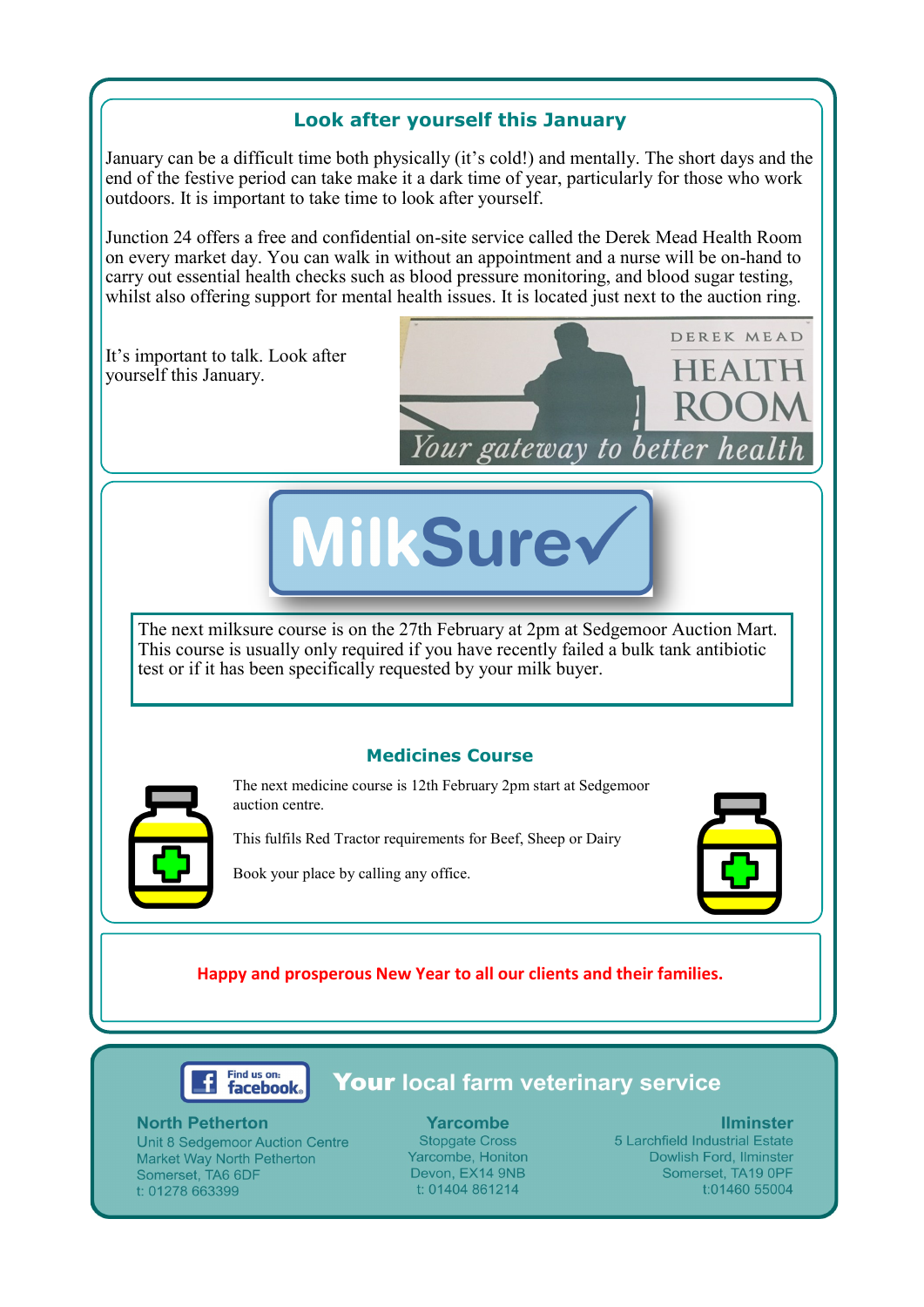## Look after yourself this January

January can be a difficult time both physically (it's cold!) and mentally. The short days and the end of the festive period can take make it a dark time of year, particularly for those who work outdoors. It is important to take time to look after yourself.

Junction 24 offers a free and confidential on-site service called the Derek Mead Health Room on every market day. You can walk in without an appointment and a nurse will be on-hand to carry out essential health checks such as blood pressure monitoring, and blood sugar testing, whilst also offering support for mental health issues. It is located just next to the auction ring.

It's important to talk. Look after yourself this January.

DEREK MEAD
HEALTH ROOM
*Your gateway to better health*

## MilkSure✓

The next milksure course is on the 27th February at 2pm at Sedgemoor Auction Mart. This course is usually only required if you have recently failed a bulk tank antibiotic test or if it has been specifically requested by your milk buyer.

## Medicines Course

The next medicine course is 12th February 2pm start at Sedgemoor auction centre.

This fulfils Red Tractor requirements for Beef, Sheep or Dairy

Book your place by calling any office.

**Happy and prosperous New Year to all our clients and their families.**

Find us on: facebook

**Your local farm veterinary service**

**North Petherton**
Unit 8 Sedgemoor Auction Centre
Market Way North Petherton
Somerset, TA6 6DF
t: 01278 663399

**Yarcombe**
Stopgate Cross
Yarcombe, Honiton
Devon, EX14 9NB
t: 01404 861214

**Ilminster**
5 Larchfield Industrial Estate
Dowlish Ford, Ilminster
Somerset, TA19 0PF
t:01460 55004